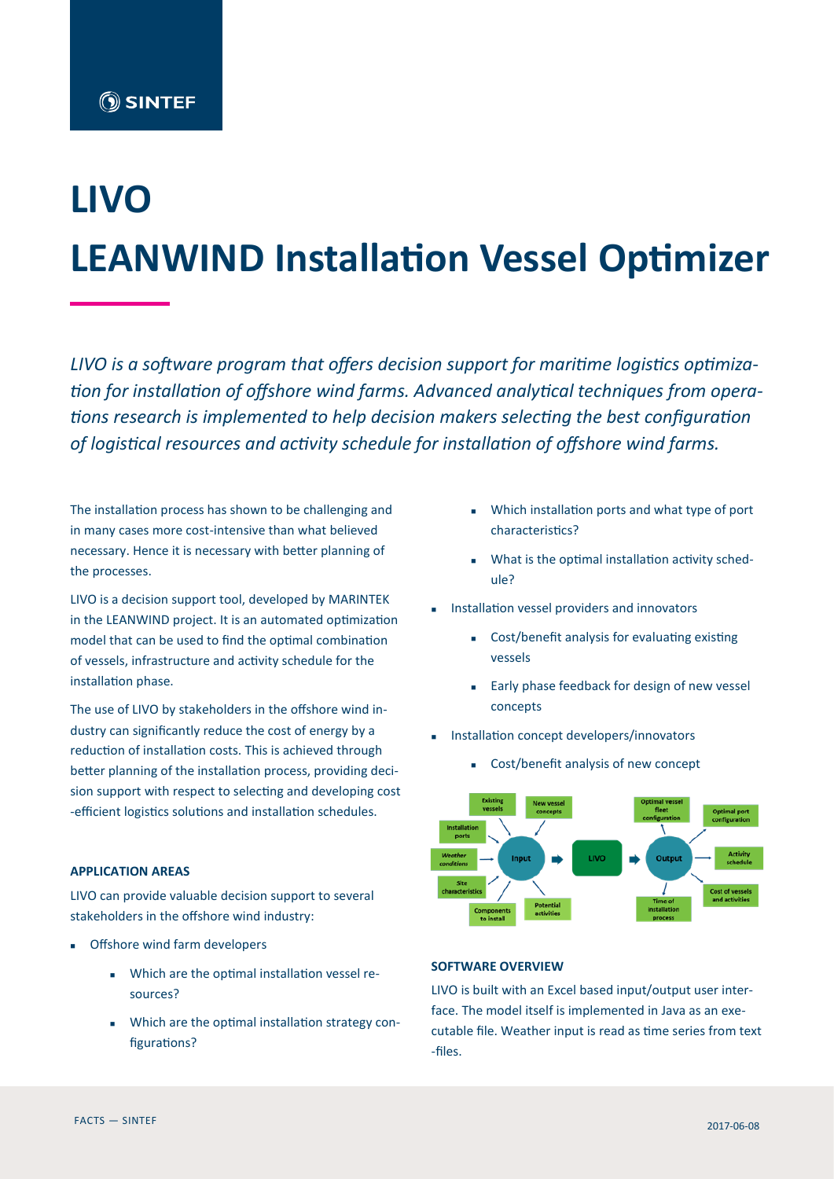# LIVO

# LEANWIND Installation Vessel Optimizer

*LIVO is a software program that offers decision support for maritime logistics optimization for installation of offshore wind farms. Advanced analytical techniques from operations research is implemented to help decision makers selecting the best configuration of logistical resources and activity schedule for installation of offshore wind farms.*

The installation process has shown to be challenging and in many cases more cost-intensive than what believed necessary. Hence it is necessary with better planning of the processes.

LIVO is a decision support tool, developed by MARINTEK in the LEANWIND project. It is an automated optimization model that can be used to find the optimal combination of vessels, infrastructure and activity schedule for the installation phase.

The use of LIVO by stakeholders in the offshore wind industry can significantly reduce the cost of energy by a reduction of installation costs. This is achieved through better planning of the installation process, providing decision support with respect to selecting and developing cost-efficient logistics solutions and installation schedules.

#### APPLICATION AREAS

LIVO can provide valuable decision support to several stakeholders in the offshore wind industry:

- Offshore wind farm developers
  - Which are the optimal installation vessel resources?
  - Which are the optimal installation strategy configurations?
  - Which installation ports and what type of port characteristics?
  - What is the optimal installation activity schedule?
- Installation vessel providers and innovators
  - Cost/benefit analysis for evaluating existing vessels
  - Early phase feedback for design of new vessel concepts
- Installation concept developers/innovators
  - Cost/benefit analysis of new concept

#### SOFTWARE OVERVIEW

LIVO is built with an Excel based input/output user interface. The model itself is implemented in Java as an executable file. Weather input is read as time series from text-files.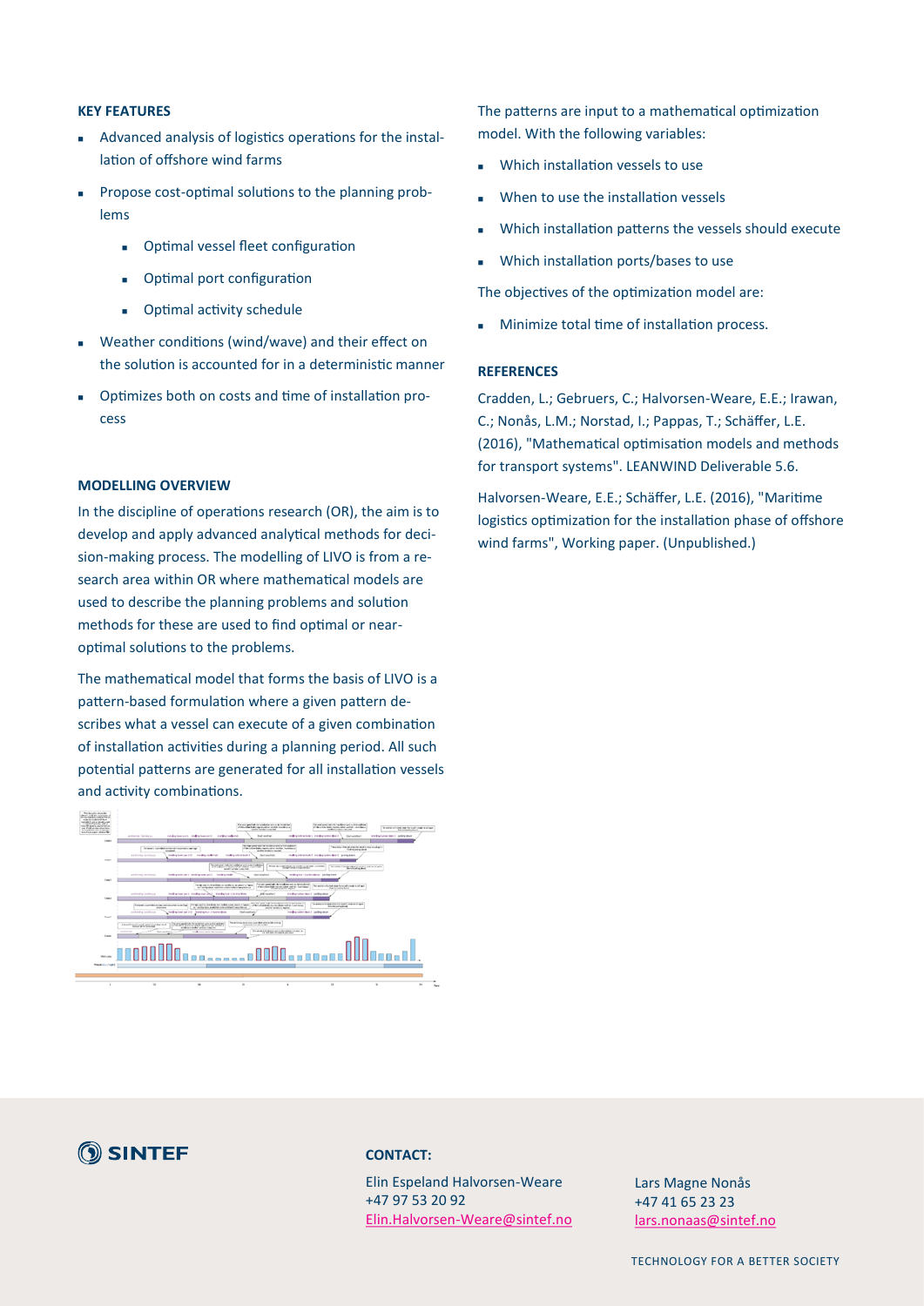## KEY FEATURES

- Advanced analysis of logistics operations for the installation of offshore wind farms
- Propose cost-optimal solutions to the planning problems
  - Optimal vessel fleet configuration
  - Optimal port configuration
  - Optimal activity schedule
- Weather conditions (wind/wave) and their effect on the solution is accounted for in a deterministic manner
- Optimizes both on costs and time of installation process

## MODELLING OVERVIEW

In the discipline of operations research (OR), the aim is to develop and apply advanced analytical methods for decision-making process. The modelling of LIVO is from a research area within OR where mathematical models are used to describe the planning problems and solution methods for these are used to find optimal or near-optimal solutions to the problems.

The mathematical model that forms the basis of LIVO is a pattern-based formulation where a given pattern describes what a vessel can execute of a given combination of installation activities during a planning period. All such potential patterns are generated for all installation vessels and activity combinations.

The patterns are input to a mathematical optimization model. With the following variables:

- Which installation vessels to use
- When to use the installation vessels
- Which installation patterns the vessels should execute
- Which installation ports/bases to use

The objectives of the optimization model are:

- Minimize total time of installation process.

## REFERENCES

Cradden, L.; Gebruers, C.; Halvorsen-Weare, E.E.; Irawan, C.; Nonås, L.M.; Norstad, I.; Pappas, T.; Schäffer, L.E. (2016), "Mathematical optimisation models and methods for transport systems". LEANWIND Deliverable 5.6.

Halvorsen-Weare, E.E.; Schäffer, L.E. (2016), "Maritime logistics optimization for the installation phase of offshore wind farms", Working paper. (Unpublished.)

SINTEF

**CONTACT:**

Elin Espeland Halvorsen-Weare
+47 97 53 20 92
Elin.Halvorsen-Weare@sintef.no

Lars Magne Nonås
+47 41 65 23 23
lars.nonaas@sintef.no

TECHNOLOGY FOR A BETTER SOCIETY